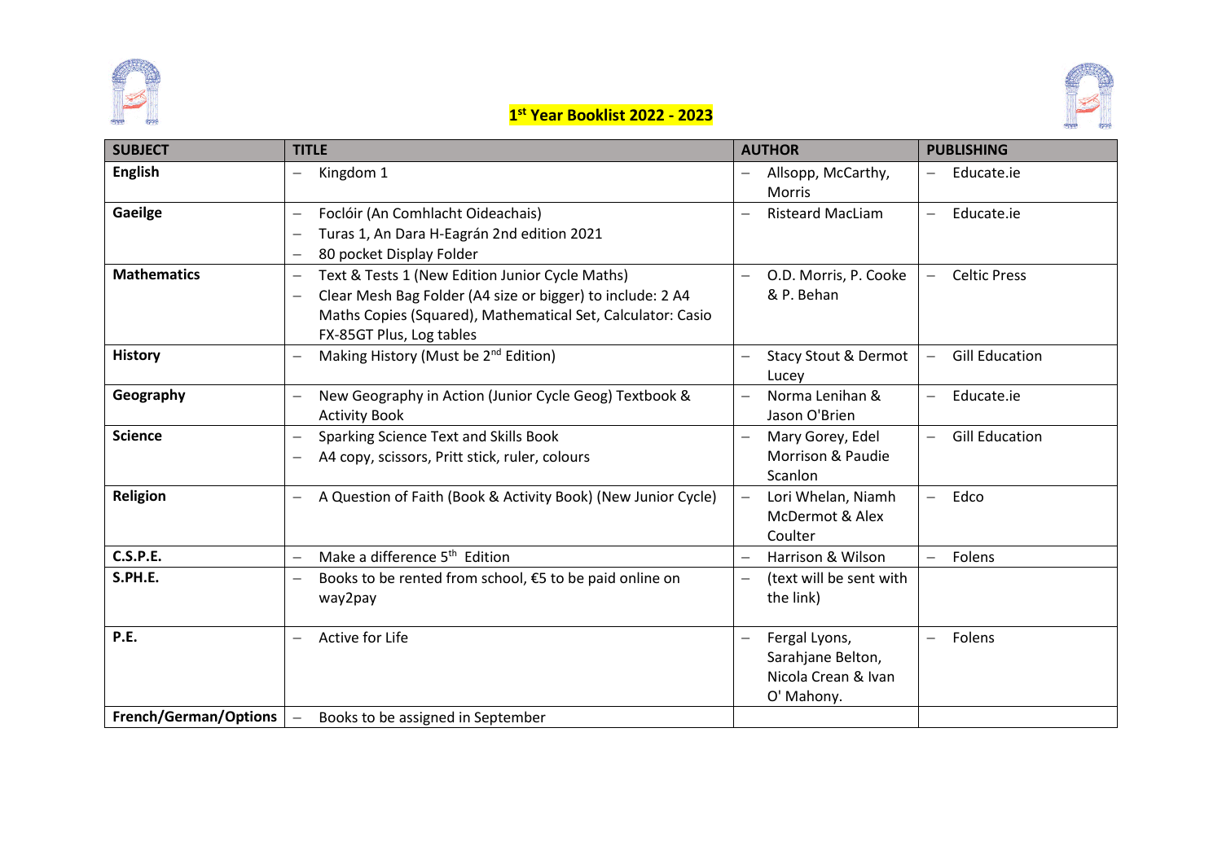# 1st Year Booklist 2022 - 2023

| SUBJECT | TITLE | AUTHOR | PUBLISHING |
|---|---|---|---|
| **English** | – Kingdom 1 | – Allsopp, McCarthy, Morris | – Educate.ie |
| **Gaeilge** | – Foclóir (An Comhlacht Oideachais)<br>– Turas 1, An Dara H-Eagrán 2nd edition 2021<br>– 80 pocket Display Folder | – Risteard MacLiam | – Educate.ie |
| **Mathematics** | – Text & Tests 1 (New Edition Junior Cycle Maths)<br>– Clear Mesh Bag Folder (A4 size or bigger) to include: 2 A4 Maths Copies (Squared), Mathematical Set, Calculator: Casio FX-85GT Plus, Log tables | – O.D. Morris, P. Cooke & P. Behan | – Celtic Press |
| **History** | – Making History (Must be 2nd Edition) | – Stacy Stout & Dermot Lucey | – Gill Education |
| **Geography** | – New Geography in Action (Junior Cycle Geog) Textbook & Activity Book | – Norma Lenihan & Jason O'Brien | – Educate.ie |
| **Science** | – Sparking Science Text and Skills Book<br>– A4 copy, scissors, Pritt stick, ruler, colours | – Mary Gorey, Edel Morrison & Paudie Scanlon | – Gill Education |
| **Religion** | – A Question of Faith (Book & Activity Book) (New Junior Cycle) | – Lori Whelan, Niamh McDermot & Alex Coulter | – Edco |
| **C.S.P.E.** | – Make a difference 5th Edition | – Harrison & Wilson | – Folens |
| **S.PH.E.** | – Books to be rented from school, €5 to be paid online on way2pay | – (text will be sent with the link) | |
| **P.E.** | – Active for Life | – Fergal Lyons, Sarahjane Belton, Nicola Crean & Ivan O' Mahony. | – Folens |
| **French/German/Options** | – Books to be assigned in September | | |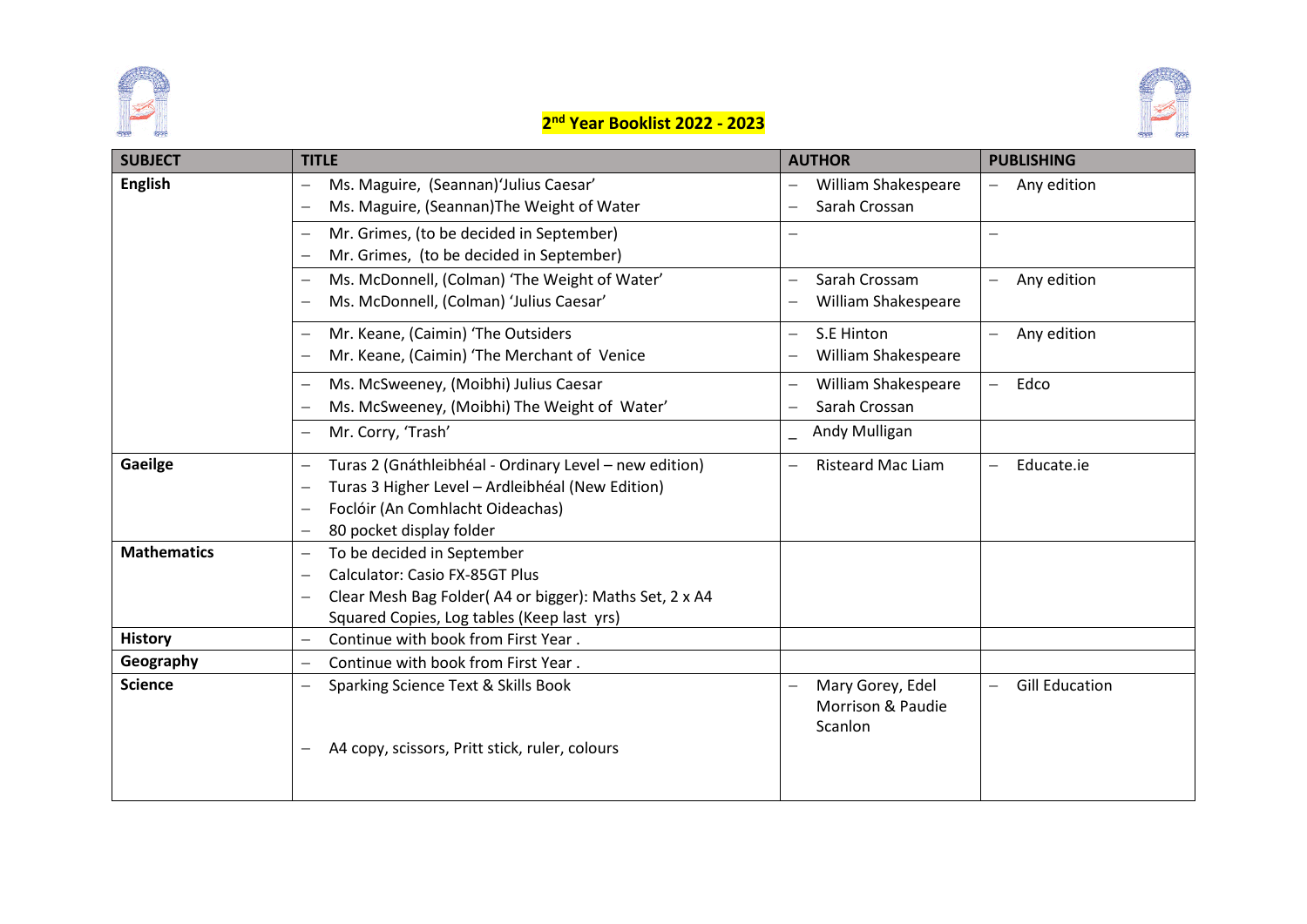# 2nd Year Booklist 2022 - 2023

| SUBJECT | TITLE | AUTHOR | PUBLISHING |
|---|---|---|---|
| English | – Ms. Maguire, (Seannan)'Julius Caesar'<br>– Ms. Maguire, (Seannan)The Weight of Water | – William Shakespeare<br>– Sarah Crossan | – Any edition |
| | – Mr. Grimes, (to be decided in September)<br>– Mr. Grimes, (to be decided in September) | – | – |
| | – Ms. McDonnell, (Colman) 'The Weight of Water'<br>– Ms. McDonnell, (Colman) 'Julius Caesar' | – Sarah Crossam<br>– William Shakespeare | – Any edition |
| | – Mr. Keane, (Caimin) 'The Outsiders<br>– Mr. Keane, (Caimin) 'The Merchant of Venice | – S.E Hinton<br>– William Shakespeare | – Any edition |
| | – Ms. McSweeney, (Moibhi) Julius Caesar<br>– Ms. McSweeney, (Moibhi) The Weight of Water' | – William Shakespeare<br>– Sarah Crossan | – Edco |
| | – Mr. Corry, 'Trash' | _ Andy Mulligan | |
| Gaeilge | – Turas 2 (Gnáthleibhéal - Ordinary Level – new edition)<br>– Turas 3 Higher Level – Ardleibhéal (New Edition)<br>– Foclóir (An Comhlacht Oideachas)<br>– 80 pocket display folder | – Risteard Mac Liam | – Educate.ie |
| Mathematics | – To be decided in September<br>– Calculator: Casio FX-85GT Plus<br>– Clear Mesh Bag Folder( A4 or bigger): Maths Set, 2 x A4 Squared Copies, Log tables (Keep last yrs) | | |
| History | – Continue with book from First Year . | | |
| Geography | – Continue with book from First Year . | | |
| Science | – Sparking Science Text & Skills Book<br>– A4 copy, scissors, Pritt stick, ruler, colours | – Mary Gorey, Edel Morrison & Paudie Scanlon | – Gill Education |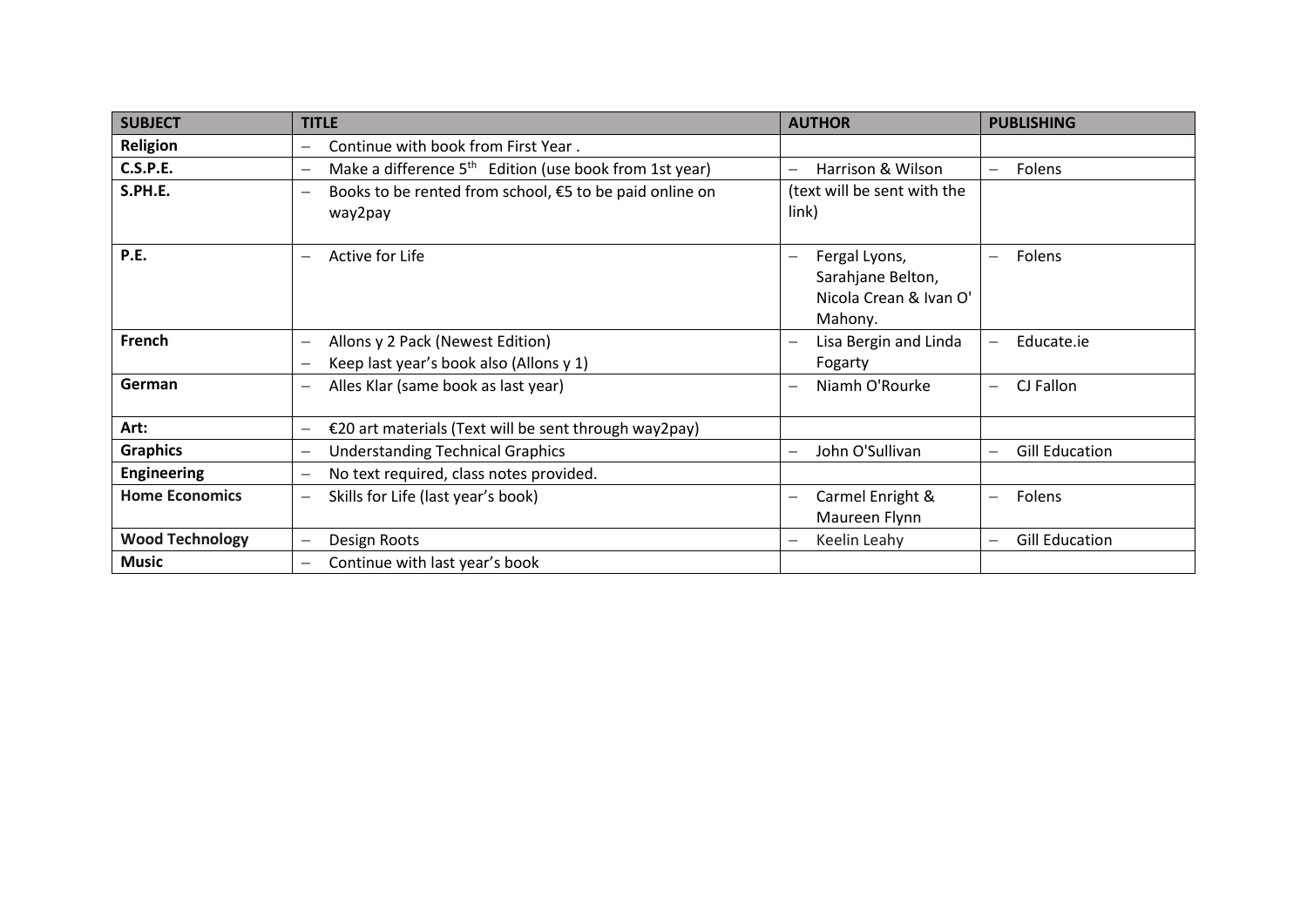| SUBJECT | TITLE | AUTHOR | PUBLISHING |
| --- | --- | --- | --- |
| **Religion** | – Continue with book from First Year . | | |
| **C.S.P.E.** | – Make a difference 5th Edition (use book from 1st year) | – Harrison & Wilson | – Folens |
| **S.PH.E.** | – Books to be rented from school, €5 to be paid online on way2pay | (text will be sent with the link) | |
| **P.E.** | – Active for Life | – Fergal Lyons, Sarahjane Belton, Nicola Crean & Ivan O' Mahony. | – Folens |
| **French** | – Allons y 2 Pack (Newest Edition)<br>– Keep last year's book also (Allons y 1) | – Lisa Bergin and Linda Fogarty | – Educate.ie |
| **German** | – Alles Klar (same book as last year) | – Niamh O'Rourke | – CJ Fallon |
| **Art:** | – €20 art materials (Text will be sent through way2pay) | | |
| **Graphics** | – Understanding Technical Graphics | – John O'Sullivan | – Gill Education |
| **Engineering** | – No text required, class notes provided. | | |
| **Home Economics** | – Skills for Life (last year's book) | – Carmel Enright & Maureen Flynn | – Folens |
| **Wood Technology** | – Design Roots | – Keelin Leahy | – Gill Education |
| **Music** | – Continue with last year's book | | |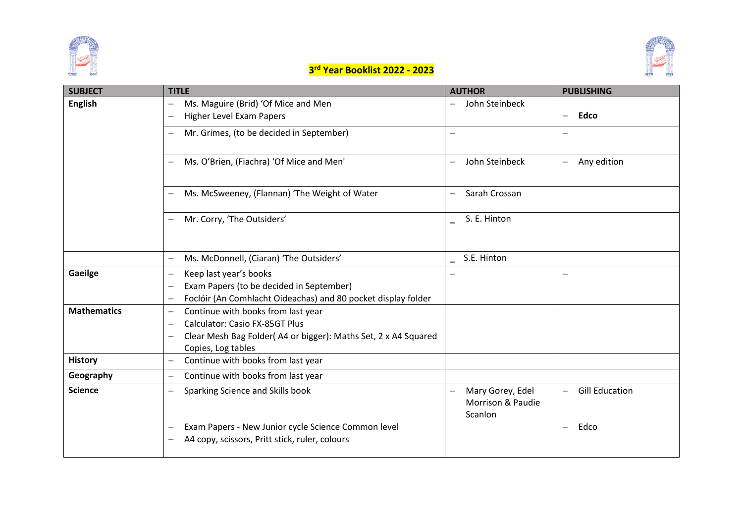## 3rd Year Booklist 2022 - 2023

| SUBJECT | TITLE | AUTHOR | PUBLISHING |
|---|---|---|---|
| **English** | – Ms. Maguire (Brid) 'Of Mice and Men<br>– Higher Level Exam Papers | – John Steinbeck | – **Edco** |
| | – Mr. Grimes, (to be decided in September) | – | – |
| | – Ms. O'Brien, (Fiachra) 'Of Mice and Men' | – John Steinbeck | – Any edition |
| | – Ms. McSweeney, (Flannan) 'The Weight of Water | – Sarah Crossan | |
| | – Mr. Corry, 'The Outsiders' | – S. E. Hinton | |
| | – Ms. McDonnell, (Ciaran) 'The Outsiders' | – S.E. Hinton | |
| **Gaeilge** | – Keep last year's books<br>– Exam Papers (to be decided in September)<br>– Foclóir (An Comhlacht Oideachas) and 80 pocket display folder | – | – |
| **Mathematics** | – Continue with books from last year<br>– Calculator: Casio FX-85GT Plus<br>– Clear Mesh Bag Folder( A4 or bigger): Maths Set, 2 x A4 Squared Copies, Log tables | | |
| **History** | – Continue with books from last year | | |
| **Geography** | – Continue with books from last year | | |
| **Science** | – Sparking Science and Skills book<br>– Exam Papers - New Junior cycle Science Common level<br>– A4 copy, scissors, Pritt stick, ruler, colours | – Mary Gorey, Edel Morrison & Paudie Scanlon | – Gill Education<br>– Edco |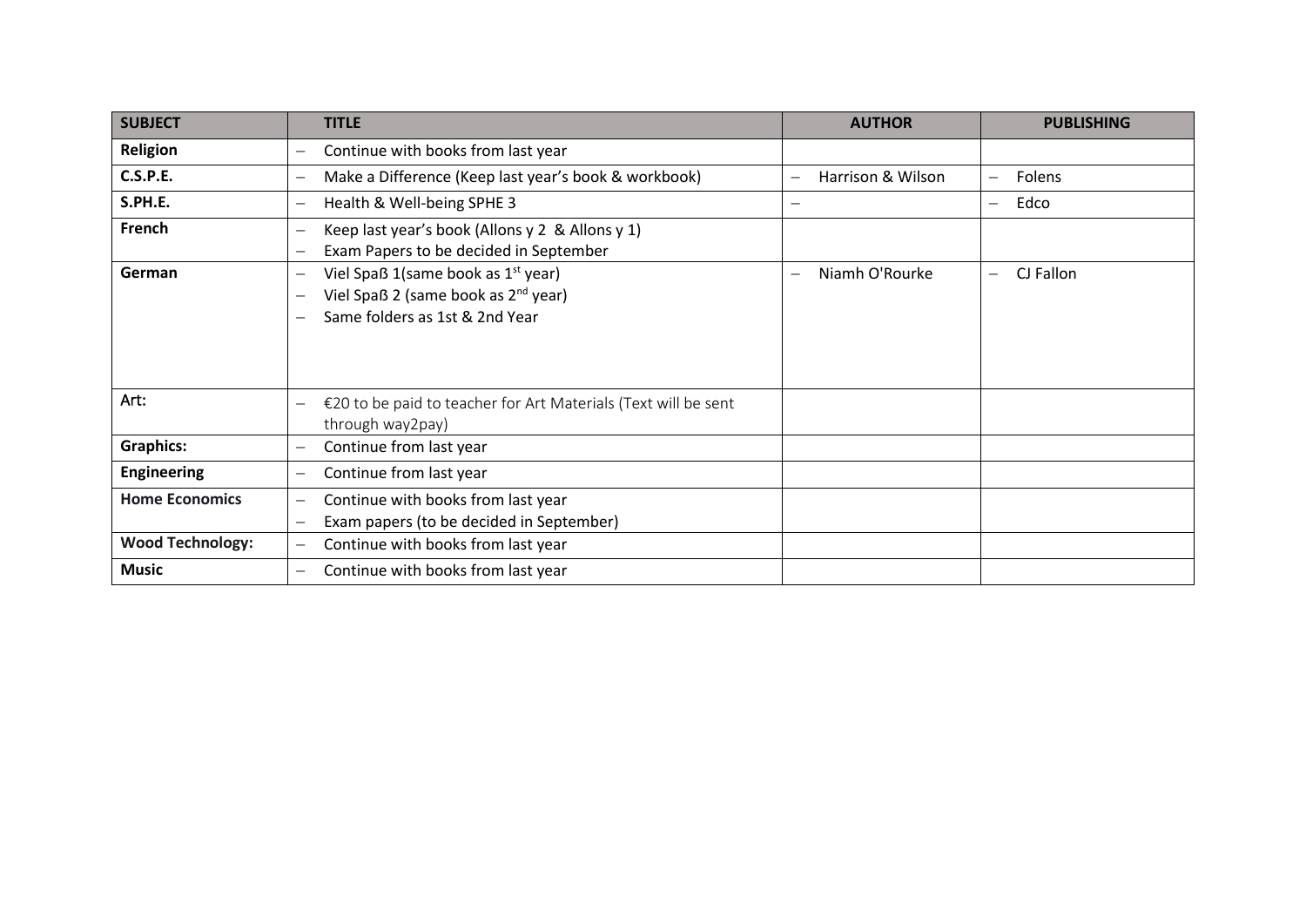| SUBJECT | TITLE | AUTHOR | PUBLISHING |
|---|---|---|---|
| **Religion** | – Continue with books from last year | | |
| **C.S.P.E.** | – Make a Difference (Keep last year's book & workbook) | – Harrison & Wilson | – Folens |
| **S.PH.E.** | – Health & Well-being SPHE 3 | – | – Edco |
| **French** | – Keep last year's book (Allons y 2 & Allons y 1)<br>– Exam Papers to be decided in September | | |
| **German** | – Viel Spaß 1(same book as 1st year)<br>– Viel Spaß 2 (same book as 2nd year)<br>– Same folders as 1st & 2nd Year | – Niamh O'Rourke | – CJ Fallon |
| Art: | – €20 to be paid to teacher for Art Materials (Text will be sent through way2pay) | | |
| **Graphics:** | – Continue from last year | | |
| **Engineering** | – Continue from last year | | |
| **Home Economics** | – Continue with books from last year<br>– Exam papers (to be decided in September) | | |
| **Wood Technology:** | – Continue with books from last year | | |
| **Music** | – Continue with books from last year | | |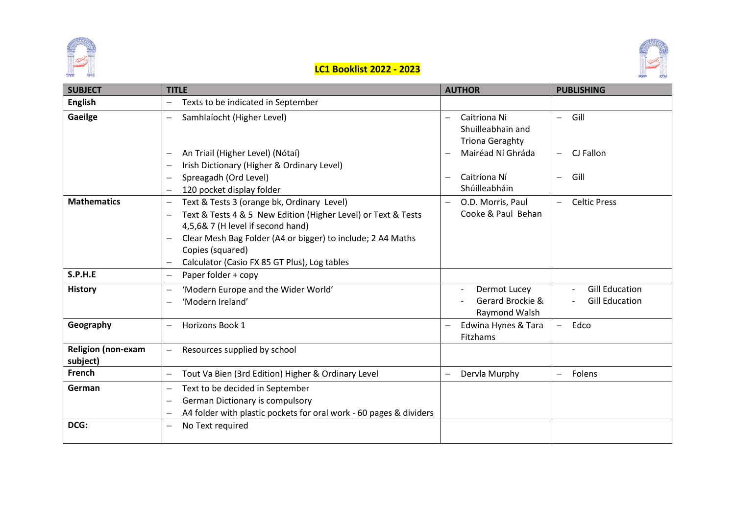# LC1 Booklist 2022 - 2023

| SUBJECT | TITLE | AUTHOR | PUBLISHING |
|---|---|---|---|
| **English** | – Texts to be indicated in September | | |
| **Gaeilge** | – Samhlaíocht (Higher Level)<br>– An Triail (Higher Level) (Nótaí)<br>– Irish Dictionary (Higher & Ordinary Level)<br>– Spreagadh (Ord Level)<br>– 120 pocket display folder | – Caitriona Ni Shuilleabhain and Triona Geraghty<br>– Mairéad Ní Ghráda<br>– Caitríona Ní Shúilleabháin | – Gill<br>– CJ Fallon<br>– Gill |
| **Mathematics** | – Text & Tests 3 (orange bk, Ordinary Level)<br>– Text & Tests 4 & 5 New Edition (Higher Level) or Text & Tests 4,5,6& 7 (H level if second hand)<br>– Clear Mesh Bag Folder (A4 or bigger) to include; 2 A4 Maths Copies (squared)<br>– Calculator (Casio FX 85 GT Plus), Log tables | – O.D. Morris, Paul Cooke & Paul Behan | – Celtic Press |
| **S.P.H.E** | – Paper folder + copy | | |
| **History** | – 'Modern Europe and the Wider World'<br>– 'Modern Ireland' | - Dermot Lucey<br>- Gerard Brockie & Raymond Walsh | - Gill Education<br>- Gill Education |
| **Geography** | – Horizons Book 1 | – Edwina Hynes & Tara Fitzhams | – Edco |
| **Religion (non-exam subject)** | – Resources supplied by school | | |
| **French** | – Tout Va Bien (3rd Edition) Higher & Ordinary Level | – Dervla Murphy | – Folens |
| **German** | – Text to be decided in September<br>– German Dictionary is compulsory<br>– A4 folder with plastic pockets for oral work - 60 pages & dividers | | |
| **DCG:** | – No Text required | | |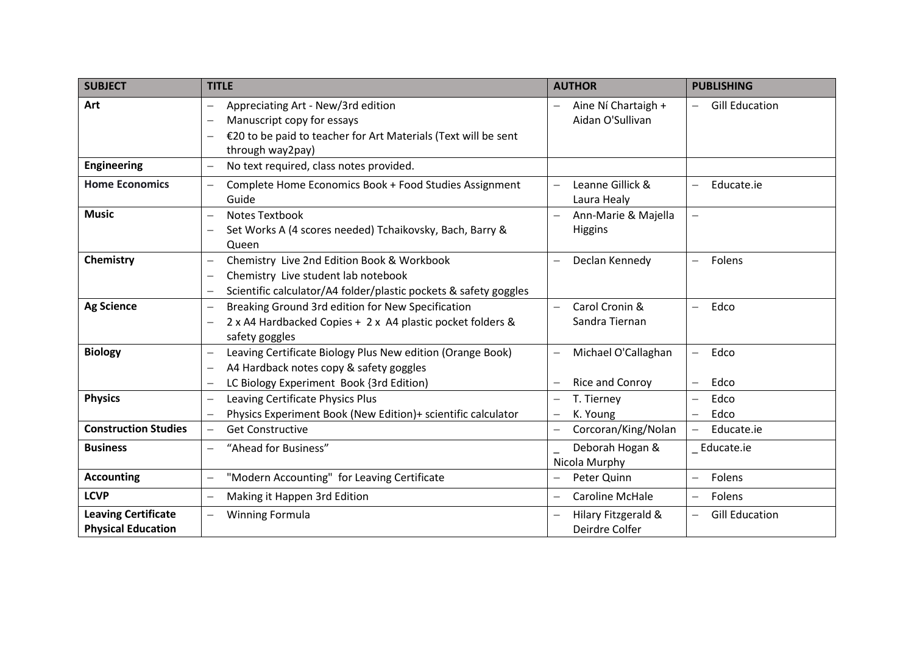| SUBJECT | TITLE | AUTHOR | PUBLISHING |
| --- | --- | --- | --- |
| **Art** | – Appreciating Art - New/3rd edition<br>– Manuscript copy for essays<br>– €20 to be paid to teacher for Art Materials (Text will be sent through way2pay) | – Aine Ní Chartaigh + Aidan O'Sullivan | – Gill Education |
| **Engineering** | – No text required, class notes provided. | | |
| **Home Economics** | – Complete Home Economics Book + Food Studies Assignment Guide | – Leanne Gillick & Laura Healy | – Educate.ie |
| **Music** | – Notes Textbook<br>– Set Works A (4 scores needed) Tchaikovsky, Bach, Barry & Queen | – Ann-Marie & Majella Higgins | – |
| **Chemistry** | – Chemistry Live 2nd Edition Book & Workbook<br>– Chemistry Live student lab notebook<br>– Scientific calculator/A4 folder/plastic pockets & safety goggles | – Declan Kennedy | – Folens |
| **Ag Science** | – Breaking Ground 3rd edition for New Specification<br>– 2 x A4 Hardbacked Copies + 2 x A4 plastic pocket folders & safety goggles | – Carol Cronin & Sandra Tiernan | – Edco |
| **Biology** | – Leaving Certificate Biology Plus New edition (Orange Book)<br>– A4 Hardback notes copy & safety goggles<br>– LC Biology Experiment Book {3rd Edition) | – Michael O'Callaghan<br><br>– Rice and Conroy | – Edco<br><br>– Edco |
| **Physics** | – Leaving Certificate Physics Plus<br>– Physics Experiment Book (New Edition)+ scientific calculator | – T. Tierney<br>– K. Young | – Edco<br>– Edco |
| **Construction Studies** | – Get Constructive | – Corcoran/King/Nolan | – Educate.ie |
| **Business** | – "Ahead for Business" | _ Deborah Hogan & Nicola Murphy | _ Educate.ie |
| **Accounting** | – "Modern Accounting" for Leaving Certificate | – Peter Quinn | – Folens |
| **LCVP** | – Making it Happen 3rd Edition | – Caroline McHale | – Folens |
| **Leaving Certificate Physical Education** | – Winning Formula | – Hilary Fitzgerald & Deirdre Colfer | – Gill Education |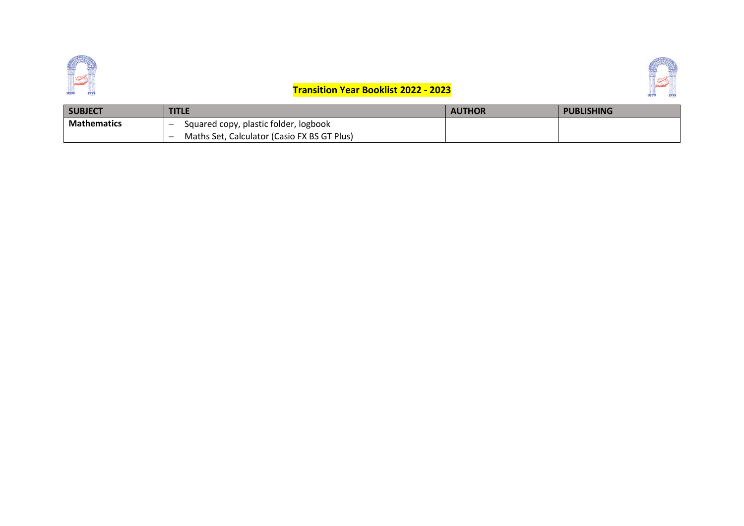**Transition Year Booklist 2022 - 2023**

| SUBJECT | TITLE | AUTHOR | PUBLISHING |
| --- | --- | --- | --- |
| **Mathematics** | – Squared copy, plastic folder, logbook<br>– Maths Set, Calculator (Casio FX BS GT Plus) | | |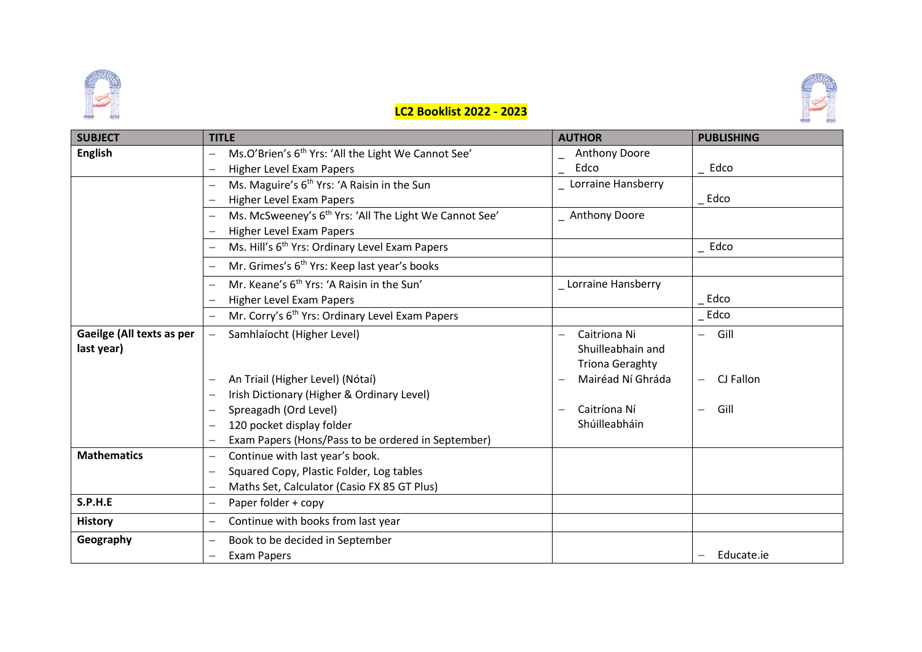# LC2 Booklist 2022 - 2023

| SUBJECT | TITLE | AUTHOR | PUBLISHING |
| --- | --- | --- | --- |
| **English** | – Ms.O'Brien's 6th Yrs: 'All the Light We Cannot See'<br>– Higher Level Exam Papers | _ Anthony Doore<br>_ Edco | _ Edco |
| | – Ms. Maguire's 6th Yrs: 'A Raisin in the Sun<br>– Higher Level Exam Papers | _ Lorraine Hansberry | _ Edco |
| | – Ms. McSweeney's 6th Yrs: 'All The Light We Cannot See'<br>– Higher Level Exam Papers | _ Anthony Doore | |
| | – Ms. Hill's 6th Yrs: Ordinary Level Exam Papers | | _ Edco |
| | – Mr. Grimes's 6th Yrs: Keep last year's books | | |
| | – Mr. Keane's 6th Yrs: 'A Raisin in the Sun'<br>– Higher Level Exam Papers | _ Lorraine Hansberry | _ Edco |
| | – Mr. Corry's 6th Yrs: Ordinary Level Exam Papers | | _ Edco |
| **Gaeilge (All texts as per last year)** | – Samhlaíocht (Higher Level)<br>– An Triail (Higher Level) (Nótaí)<br>– Irish Dictionary (Higher & Ordinary Level)<br>– Spreagadh (Ord Level)<br>– 120 pocket display folder<br>– Exam Papers (Hons/Pass to be ordered in September) | – Caitriona Ni Shuilleabhain and Triona Geraghty<br>– Mairéad Ní Ghráda<br>– Caitríona Ní Shúilleabháin | – Gill<br>– CJ Fallon<br>– Gill |
| **Mathematics** | – Continue with last year's book.<br>– Squared Copy, Plastic Folder, Log tables<br>– Maths Set, Calculator (Casio FX 85 GT Plus) | | |
| **S.P.H.E** | – Paper folder + copy | | |
| **History** | – Continue with books from last year | | |
| **Geography** | – Book to be decided in September<br>– Exam Papers | | – Educate.ie |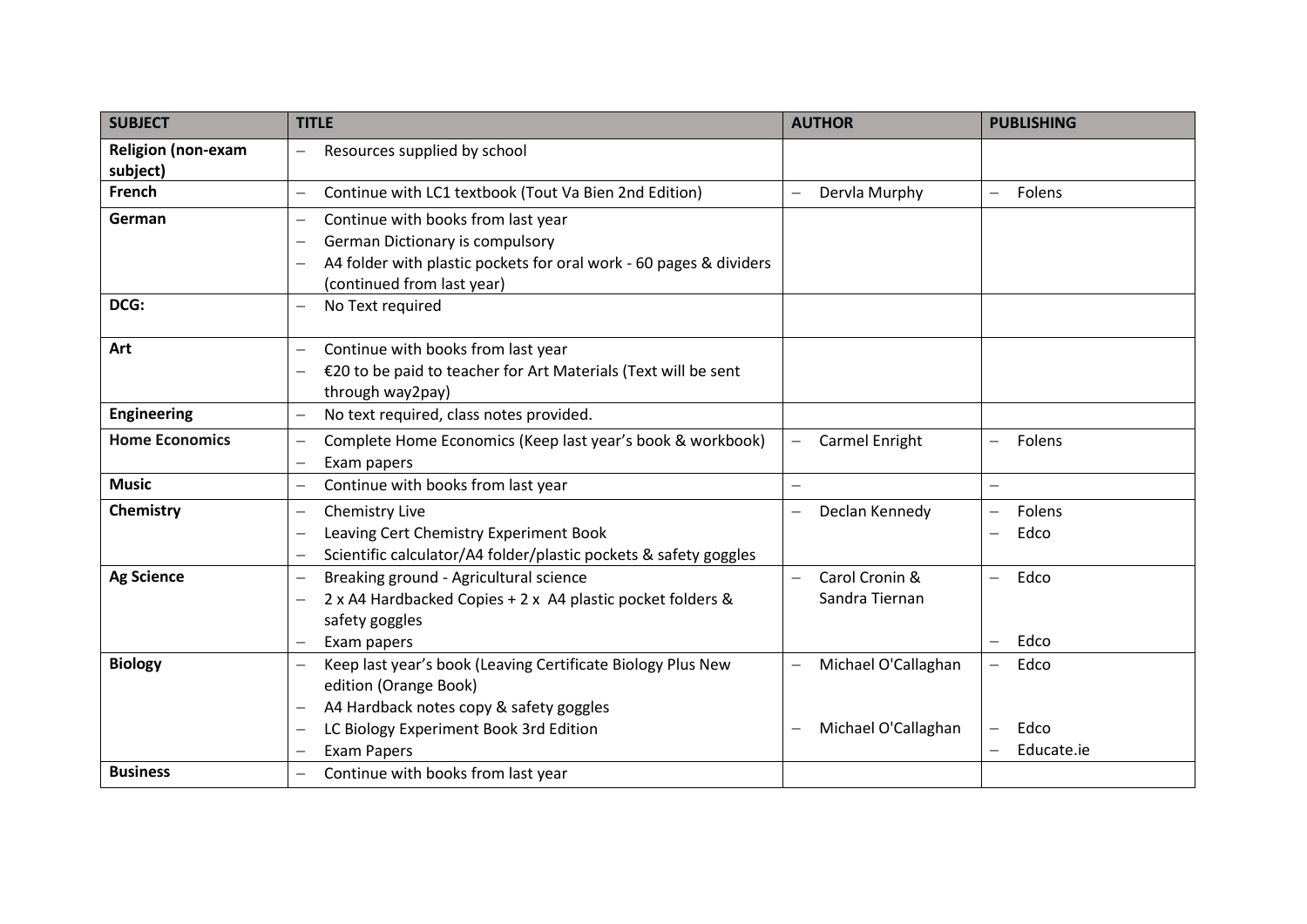| SUBJECT | TITLE | AUTHOR | PUBLISHING |
|---|---|---|---|
| **Religion (non-exam subject)** | – Resources supplied by school | | |
| **French** | – Continue with LC1 textbook (Tout Va Bien 2nd Edition) | – Dervla Murphy | – Folens |
| **German** | – Continue with books from last year<br>– German Dictionary is compulsory<br>– A4 folder with plastic pockets for oral work - 60 pages & dividers (continued from last year) | | |
| **DCG:** | – No Text required | | |
| **Art** | – Continue with books from last year<br>– €20 to be paid to teacher for Art Materials (Text will be sent through way2pay) | | |
| **Engineering** | – No text required, class notes provided. | | |
| **Home Economics** | – Complete Home Economics (Keep last year's book & workbook)<br>– Exam papers | – Carmel Enright | – Folens |
| **Music** | – Continue with books from last year | – | – |
| **Chemistry** | – Chemistry Live<br>– Leaving Cert Chemistry Experiment Book<br>– Scientific calculator/A4 folder/plastic pockets & safety goggles | – Declan Kennedy | – Folens<br>– Edco |
| **Ag Science** | – Breaking ground - Agricultural science<br>– 2 x A4 Hardbacked Copies + 2 x A4 plastic pocket folders & safety goggles<br>– Exam papers | – Carol Cronin & Sandra Tiernan | – Edco<br>– Edco |
| **Biology** | – Keep last year's book (Leaving Certificate Biology Plus New edition (Orange Book)<br>– A4 Hardback notes copy & safety goggles<br>– LC Biology Experiment Book 3rd Edition<br>– Exam Papers | – Michael O'Callaghan<br>– Michael O'Callaghan | – Edco<br>– Edco<br>– Educate.ie |
| **Business** | – Continue with books from last year | | |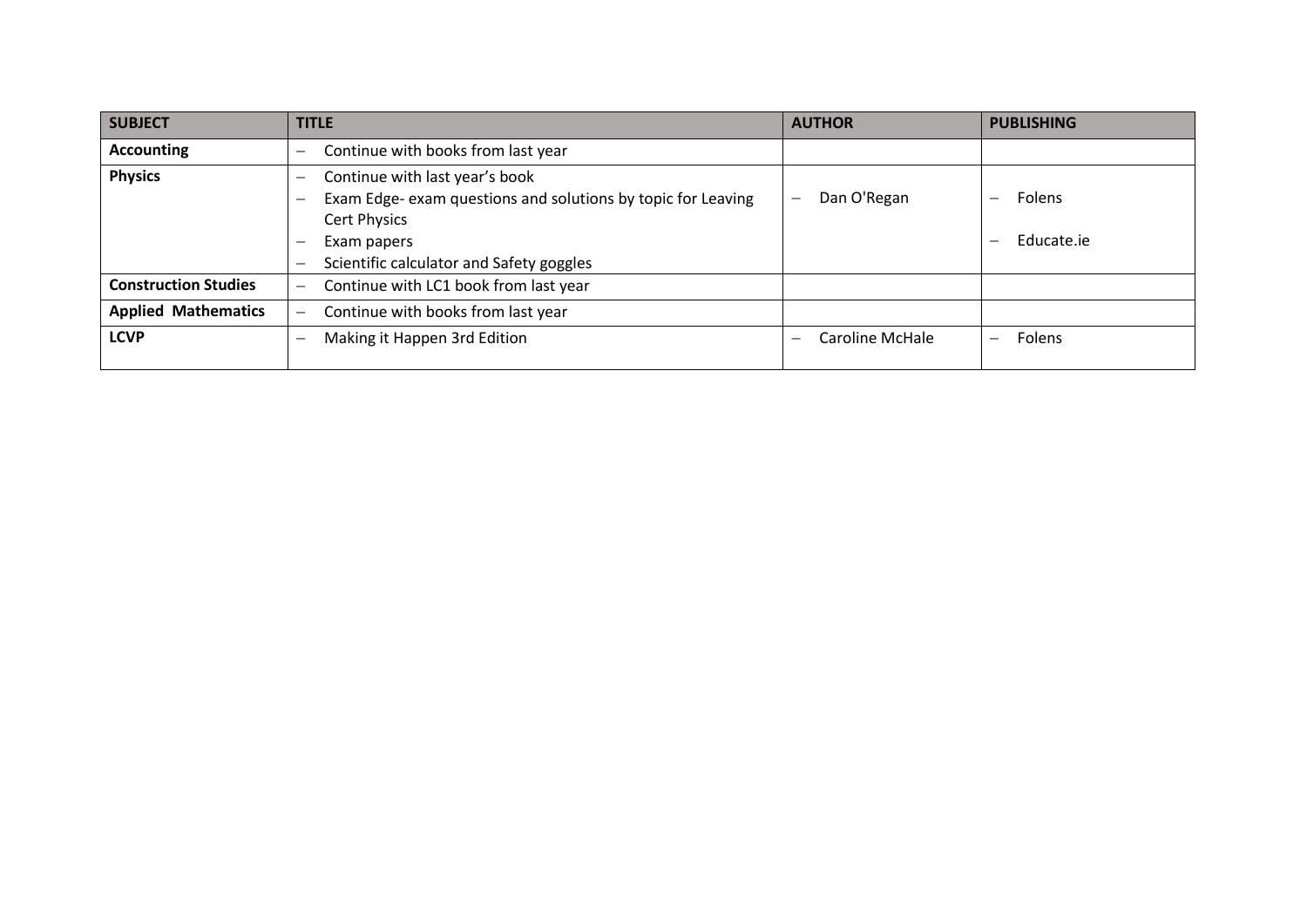| SUBJECT | TITLE | AUTHOR | PUBLISHING |
| --- | --- | --- | --- |
| **Accounting** | – Continue with books from last year | | |
| **Physics** | – Continue with last year's book<br>– Exam Edge- exam questions and solutions by topic for Leaving Cert Physics<br>– Exam papers<br>– Scientific calculator and Safety goggles | – Dan O'Regan | – Folens<br>– Educate.ie |
| **Construction Studies** | – Continue with LC1 book from last year | | |
| **Applied Mathematics** | – Continue with books from last year | | |
| **LCVP** | – Making it Happen 3rd Edition | – Caroline McHale | – Folens |